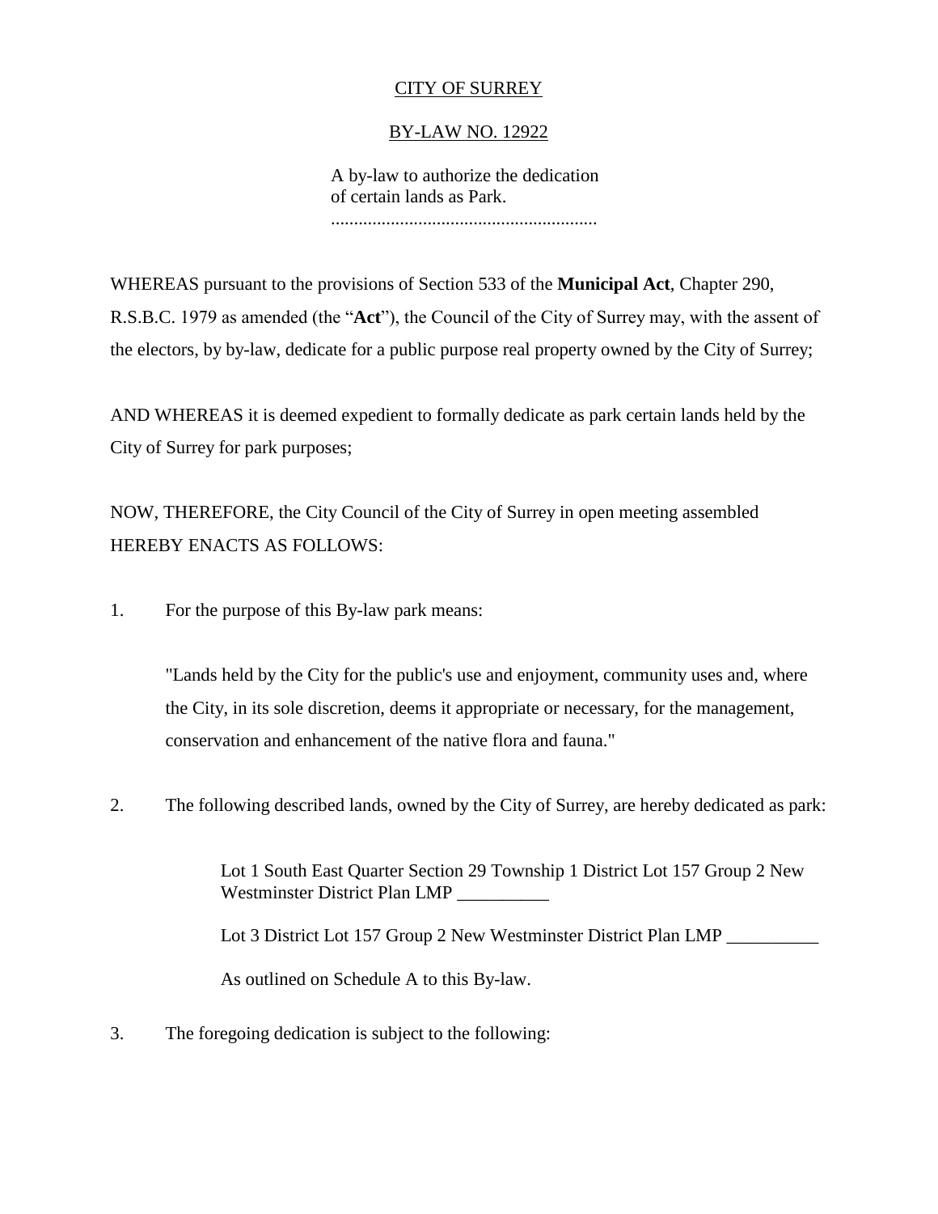# CITY OF SURREY

## BY-LAW NO. 12922

A by-law to authorize the dedication of certain lands as Park.
..........................................................

WHEREAS pursuant to the provisions of Section 533 of the **Municipal Act**, Chapter 290, R.S.B.C. 1979 as amended (the "**Act**"), the Council of the City of Surrey may, with the assent of the electors, by by-law, dedicate for a public purpose real property owned by the City of Surrey;

AND WHEREAS it is deemed expedient to formally dedicate as park certain lands held by the City of Surrey for park purposes;

NOW, THEREFORE, the City Council of the City of Surrey in open meeting assembled HEREBY ENACTS AS FOLLOWS:

1. For the purpose of this By-law park means:

   "Lands held by the City for the public's use and enjoyment, community uses and, where the City, in its sole discretion, deems it appropriate or necessary, for the management, conservation and enhancement of the native flora and fauna."

2. The following described lands, owned by the City of Surrey, are hereby dedicated as park:

   Lot 1 South East Quarter Section 29 Township 1 District Lot 157 Group 2 New Westminster District Plan LMP __________

   Lot 3 District Lot 157 Group 2 New Westminster District Plan LMP __________

   As outlined on Schedule A to this By-law.

3. The foregoing dedication is subject to the following: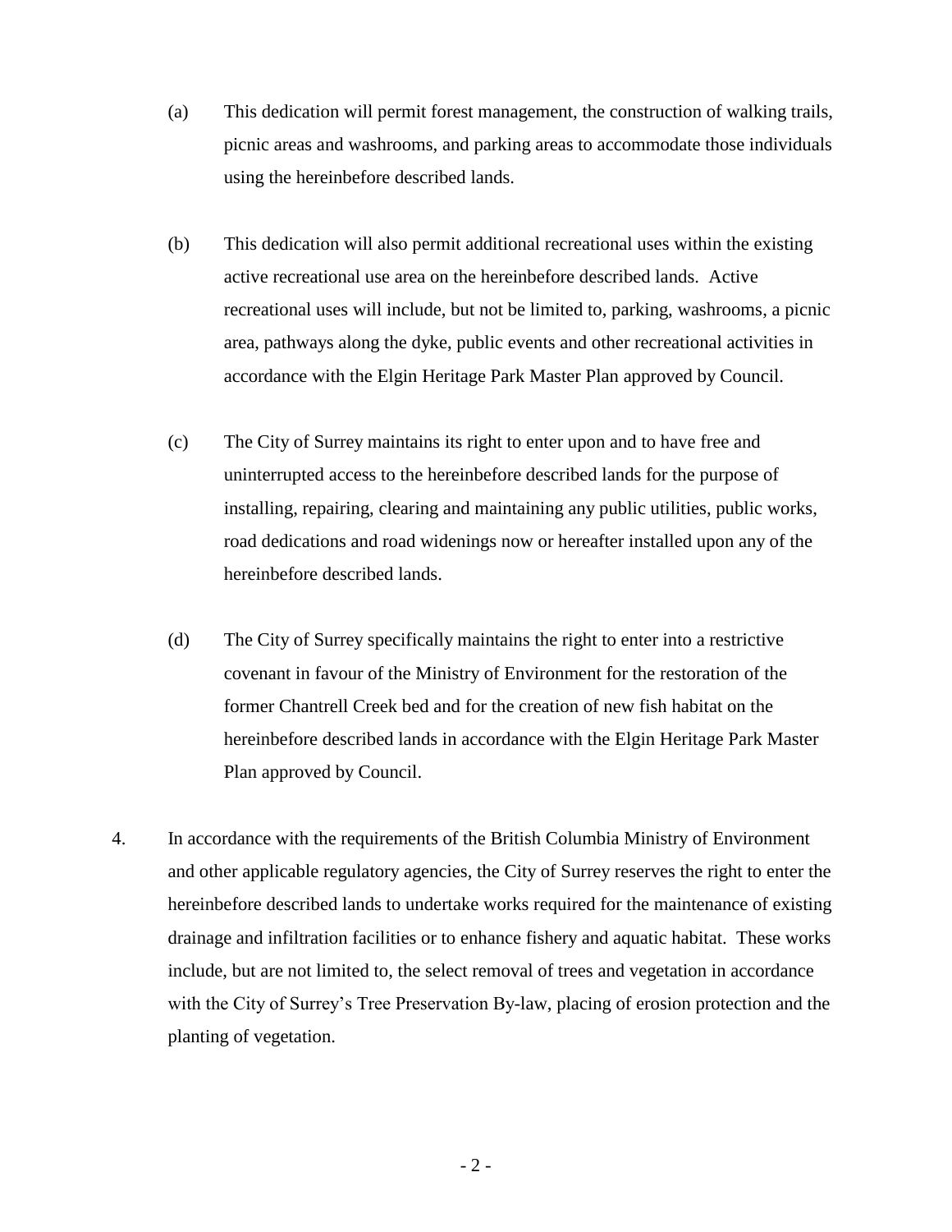(a) This dedication will permit forest management, the construction of walking trails, picnic areas and washrooms, and parking areas to accommodate those individuals using the hereinbefore described lands.

(b) This dedication will also permit additional recreational uses within the existing active recreational use area on the hereinbefore described lands. Active recreational uses will include, but not be limited to, parking, washrooms, a picnic area, pathways along the dyke, public events and other recreational activities in accordance with the Elgin Heritage Park Master Plan approved by Council.

(c) The City of Surrey maintains its right to enter upon and to have free and uninterrupted access to the hereinbefore described lands for the purpose of installing, repairing, clearing and maintaining any public utilities, public works, road dedications and road widenings now or hereafter installed upon any of the hereinbefore described lands.

(d) The City of Surrey specifically maintains the right to enter into a restrictive covenant in favour of the Ministry of Environment for the restoration of the former Chantrell Creek bed and for the creation of new fish habitat on the hereinbefore described lands in accordance with the Elgin Heritage Park Master Plan approved by Council.

4. In accordance with the requirements of the British Columbia Ministry of Environment and other applicable regulatory agencies, the City of Surrey reserves the right to enter the hereinbefore described lands to undertake works required for the maintenance of existing drainage and infiltration facilities or to enhance fishery and aquatic habitat. These works include, but are not limited to, the select removal of trees and vegetation in accordance with the City of Surrey's Tree Preservation By-law, placing of erosion protection and the planting of vegetation.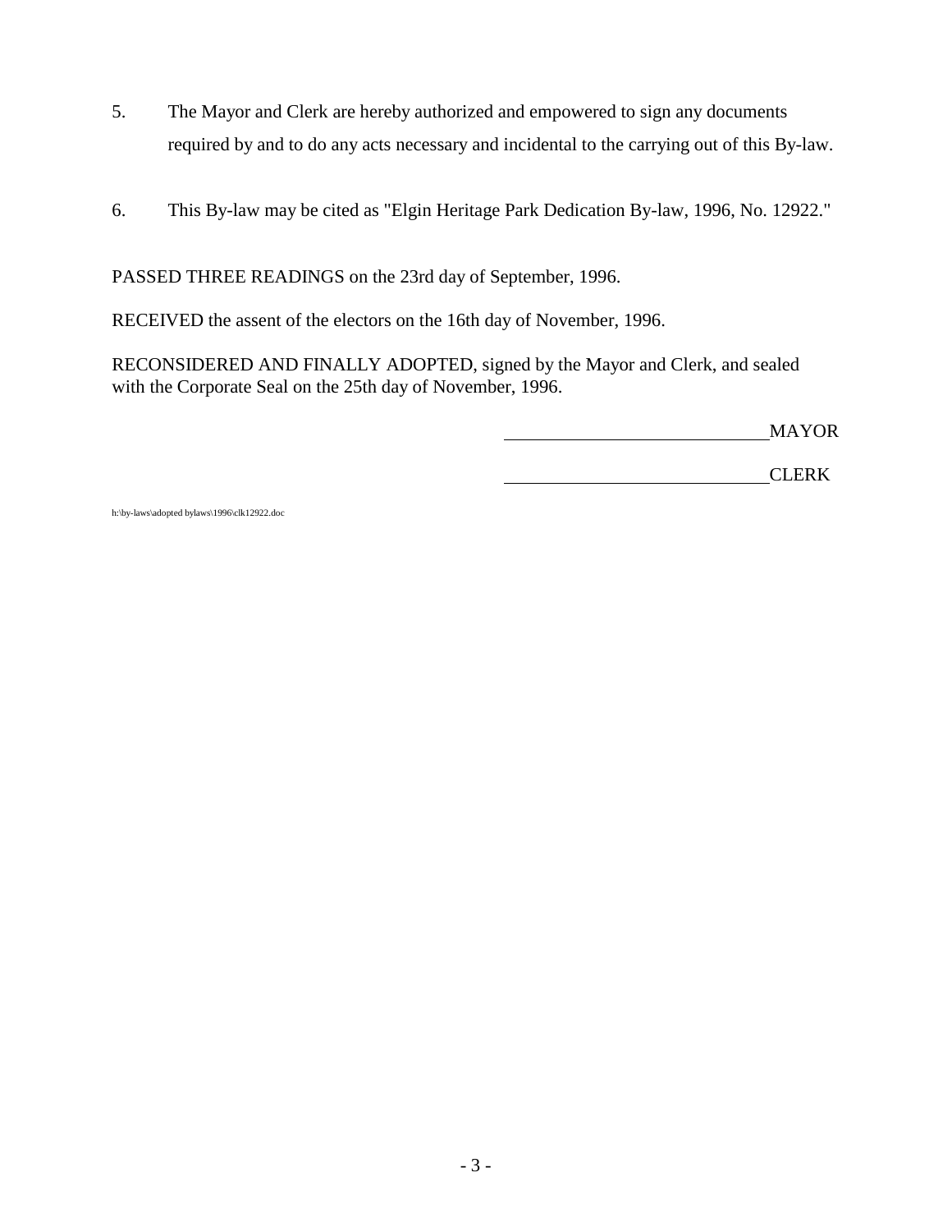5. The Mayor and Clerk are hereby authorized and empowered to sign any documents required by and to do any acts necessary and incidental to the carrying out of this By-law.

6. This By-law may be cited as "Elgin Heritage Park Dedication By-law, 1996, No. 12922."

PASSED THREE READINGS on the 23rd day of September, 1996.

RECEIVED the assent of the electors on the 16th day of November, 1996.

RECONSIDERED AND FINALLY ADOPTED, signed by the Mayor and Clerk, and sealed with the Corporate Seal on the 25th day of November, 1996.

_____________________________MAYOR

_____________________________CLERK

h:\by-laws\adopted bylaws\1996\clk12922.doc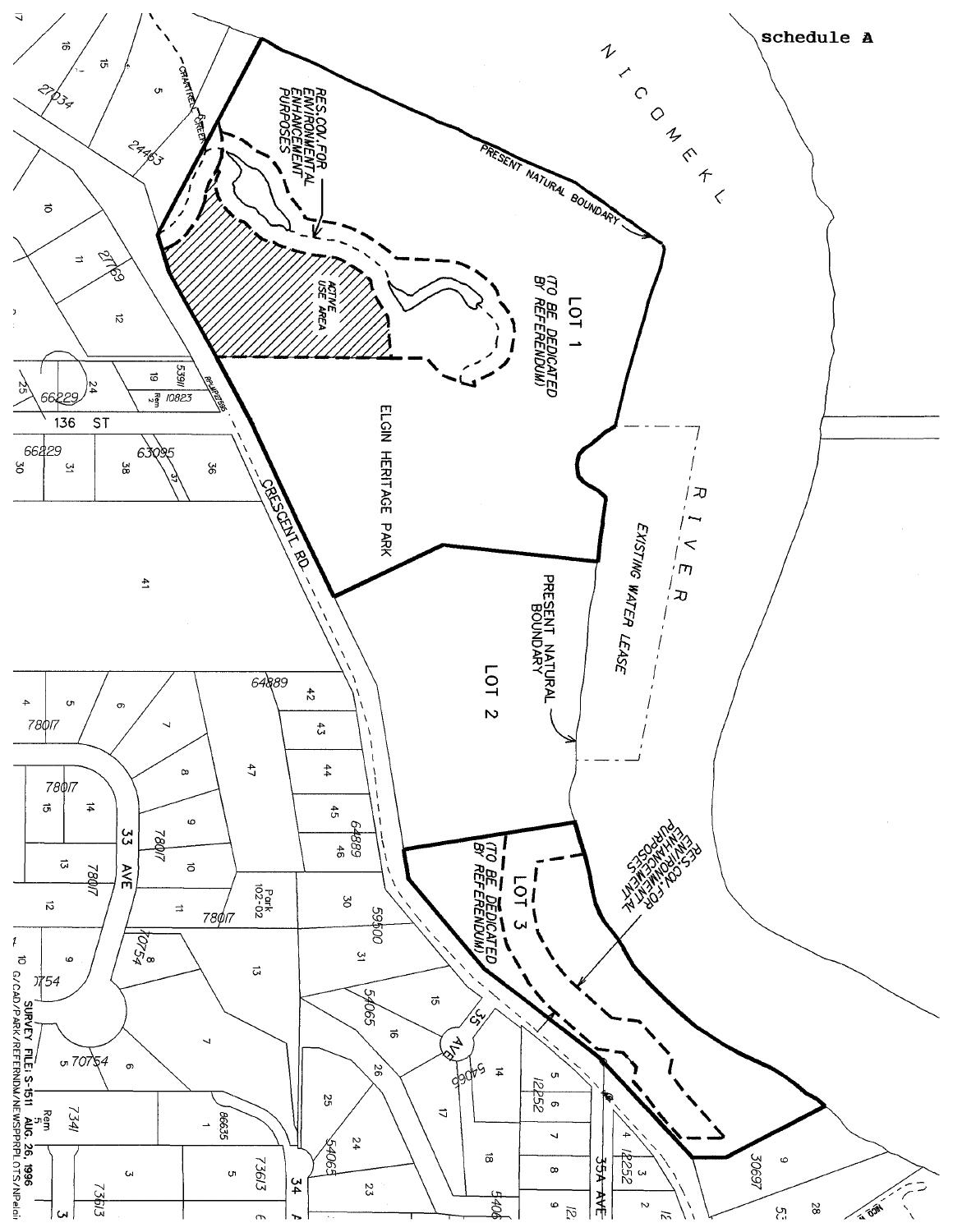schedule A

NICOMEKL RIVER

RES.COV.FOR ENVIRONMENTAL ENHANCEMENT PURPOSES

PRESENT NATURAL BOUNDARY

LOT 1 (TO BE DEDICATED BY REFERENDUM)

ACTIVE USE AREA

ELGIN HERITAGE PARK

EXISTING WATER LEASE

PRESENT NATURAL BOUNDARY

LOT 2

LOT 3 (TO BE DEDICATED BY REFERENDUM)

RES.COV.FOR ENVIRONMENTAL ENHANCEMENT PURPOSES

CRESCENT RD.

136 ST

33 AVE

35 AVE

35A AVE

34 AVE

CRATREEN CREEK

SURVEY FILE: S-1511 AUG. 26, 1996

G:/CAD/PARK/REFERNDM/NEWSPPRPLOTS/NPelgi